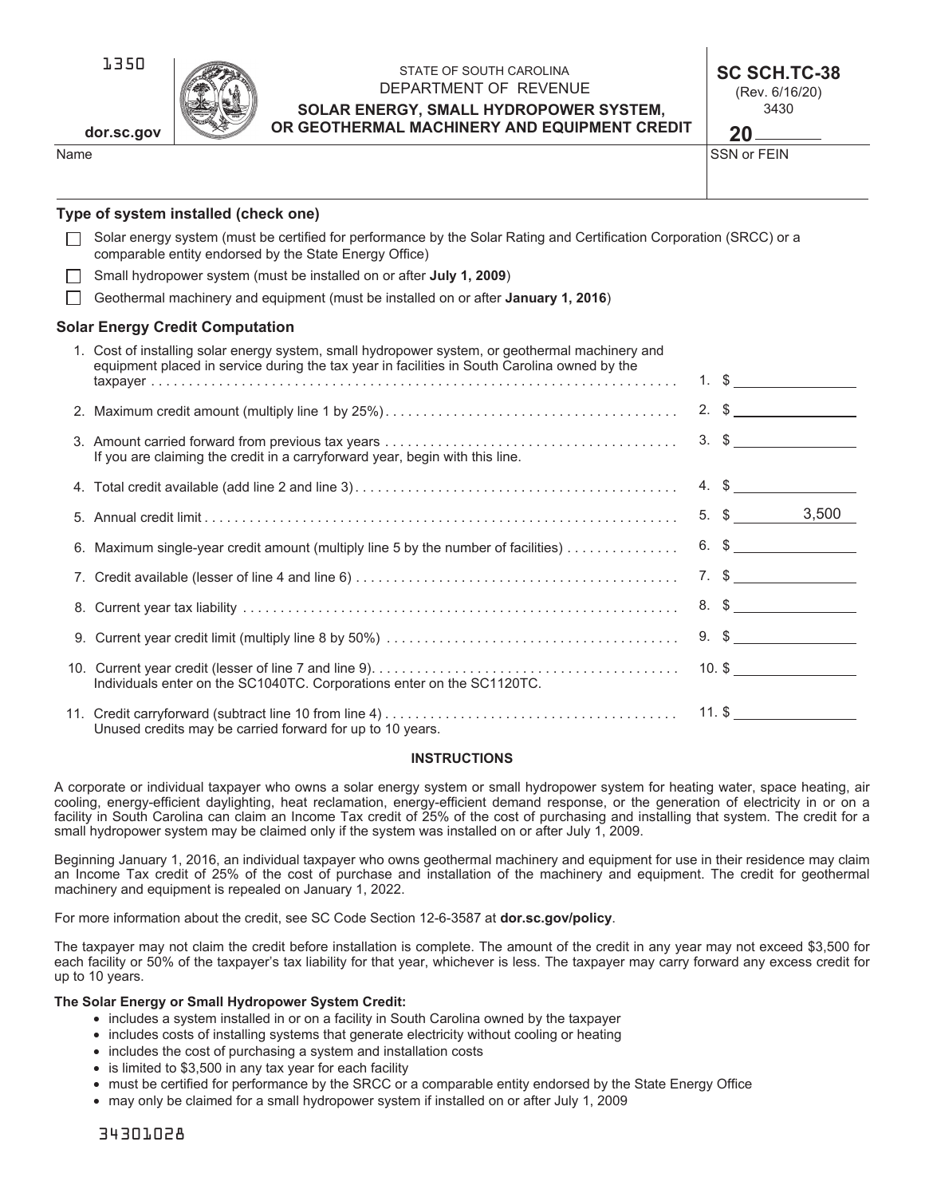1350

dor.sc.gov

STATE OF SOUTH CAROLINA
DEPARTMENT OF REVENUE

# SOLAR ENERGY, SMALL HYDROPOWER SYSTEM, OR GEOTHERMAL MACHINERY AND EQUIPMENT CREDIT

**SC SCH.TC-38**
(Rev. 6/16/20)
3430

**20** ______

Name | SSN or FEIN

**Type of system installed (check one)**

- ☐ Solar energy system (must be certified for performance by the Solar Rating and Certification Corporation (SRCC) or a comparable entity endorsed by the State Energy Office)
- ☐ Small hydropower system (must be installed on or after **July 1, 2009**)
- ☐ Geothermal machinery and equipment (must be installed on or after **January 1, 2016**)

**Solar Energy Credit Computation**

| Line | Description | Amount |
|---|---|---|
| 1. | Cost of installing solar energy system, small hydropower system, or geothermal machinery and equipment placed in service during the tax year in facilities in South Carolina owned by the taxpayer | 1. $ |
| 2. | Maximum credit amount (multiply line 1 by 25%) | 2. $ |
| 3. | Amount carried forward from previous tax years<br>If you are claiming the credit in a carryforward year, begin with this line. | 3. $ |
| 4. | Total credit available (add line 2 and line 3) | 4. $ |
| 5. | Annual credit limit | 5. $ 3,500 |
| 6. | Maximum single-year credit amount (multiply line 5 by the number of facilities) | 6. $ |
| 7. | Credit available (lesser of line 4 and line 6) | 7. $ |
| 8. | Current year tax liability | 8. $ |
| 9. | Current year credit limit (multiply line 8 by 50%) | 9. $ |
| 10. | Current year credit (lesser of line 7 and line 9)<br>Individuals enter on the SC1040TC. Corporations enter on the SC1120TC. | 10. $ |
| 11. | Credit carryforward (subtract line 10 from line 4)<br>Unused credits may be carried forward for up to 10 years. | 11. $ |

## INSTRUCTIONS

A corporate or individual taxpayer who owns a solar energy system or small hydropower system for heating water, space heating, air cooling, energy-efficient daylighting, heat reclamation, energy-efficient demand response, or the generation of electricity in or on a facility in South Carolina can claim an Income Tax credit of 25% of the cost of purchasing and installing that system. The credit for a small hydropower system may be claimed only if the system was installed on or after July 1, 2009.

Beginning January 1, 2016, an individual taxpayer who owns geothermal machinery and equipment for use in their residence may claim an Income Tax credit of 25% of the cost of purchase and installation of the machinery and equipment. The credit for geothermal machinery and equipment is repealed on January 1, 2022.

For more information about the credit, see SC Code Section 12-6-3587 at **dor.sc.gov/policy**.

The taxpayer may not claim the credit before installation is complete. The amount of the credit in any year may not exceed $3,500 for each facility or 50% of the taxpayer's tax liability for that year, whichever is less. The taxpayer may carry forward any excess credit for up to 10 years.

**The Solar Energy or Small Hydropower System Credit:**

- includes a system installed in or on a facility in South Carolina owned by the taxpayer
- includes costs of installing systems that generate electricity without cooling or heating
- includes the cost of purchasing a system and installation costs
- is limited to $3,500 in any tax year for each facility
- must be certified for performance by the SRCC or a comparable entity endorsed by the State Energy Office
- may only be claimed for a small hydropower system if installed on or after July 1, 2009

34301028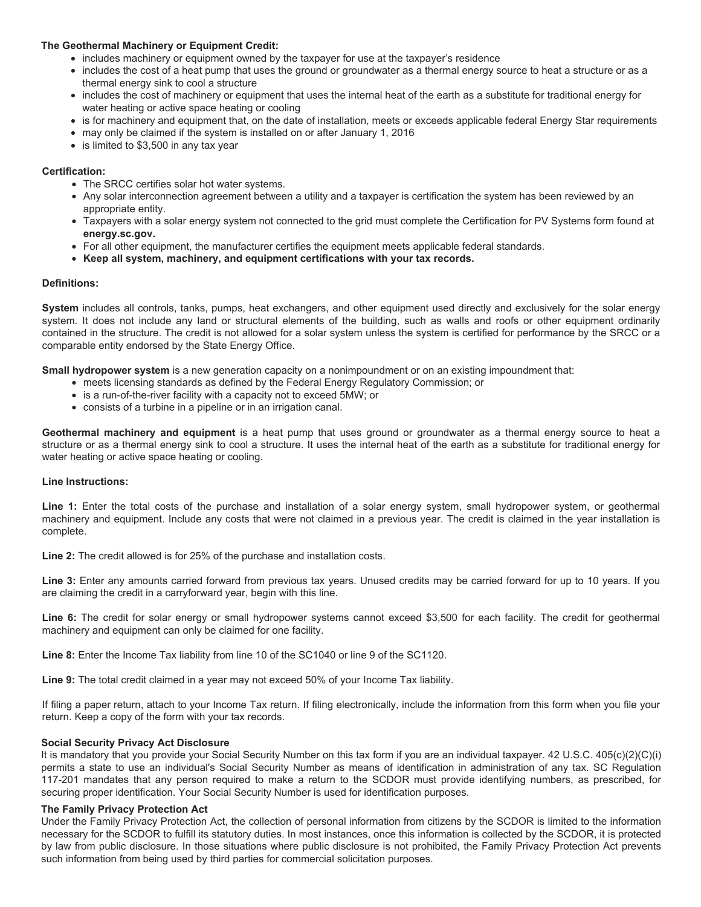**The Geothermal Machinery or Equipment Credit:**

- includes machinery or equipment owned by the taxpayer for use at the taxpayer's residence
- includes the cost of a heat pump that uses the ground or groundwater as a thermal energy source to heat a structure or as a thermal energy sink to cool a structure
- includes the cost of machinery or equipment that uses the internal heat of the earth as a substitute for traditional energy for water heating or active space heating or cooling
- is for machinery and equipment that, on the date of installation, meets or exceeds applicable federal Energy Star requirements
- may only be claimed if the system is installed on or after January 1, 2016
- is limited to $3,500 in any tax year

**Certification:**

- The SRCC certifies solar hot water systems.
- Any solar interconnection agreement between a utility and a taxpayer is certification the system has been reviewed by an appropriate entity.
- Taxpayers with a solar energy system not connected to the grid must complete the Certification for PV Systems form found at **energy.sc.gov.**
- For all other equipment, the manufacturer certifies the equipment meets applicable federal standards.
- **Keep all system, machinery, and equipment certifications with your tax records.**

**Definitions:**

**System** includes all controls, tanks, pumps, heat exchangers, and other equipment used directly and exclusively for the solar energy system. It does not include any land or structural elements of the building, such as walls and roofs or other equipment ordinarily contained in the structure. The credit is not allowed for a solar system unless the system is certified for performance by the SRCC or a comparable entity endorsed by the State Energy Office.

**Small hydropower system** is a new generation capacity on a nonimpoundment or on an existing impoundment that:

- meets licensing standards as defined by the Federal Energy Regulatory Commission; or
- is a run-of-the-river facility with a capacity not to exceed 5MW; or
- consists of a turbine in a pipeline or in an irrigation canal.

**Geothermal machinery and equipment** is a heat pump that uses ground or groundwater as a thermal energy source to heat a structure or as a thermal energy sink to cool a structure. It uses the internal heat of the earth as a substitute for traditional energy for water heating or active space heating or cooling.

**Line Instructions:**

**Line 1:** Enter the total costs of the purchase and installation of a solar energy system, small hydropower system, or geothermal machinery and equipment. Include any costs that were not claimed in a previous year. The credit is claimed in the year installation is complete.

**Line 2:** The credit allowed is for 25% of the purchase and installation costs.

**Line 3:** Enter any amounts carried forward from previous tax years. Unused credits may be carried forward for up to 10 years. If you are claiming the credit in a carryforward year, begin with this line.

**Line 6:** The credit for solar energy or small hydropower systems cannot exceed $3,500 for each facility. The credit for geothermal machinery and equipment can only be claimed for one facility.

**Line 8:** Enter the Income Tax liability from line 10 of the SC1040 or line 9 of the SC1120.

**Line 9:** The total credit claimed in a year may not exceed 50% of your Income Tax liability.

If filing a paper return, attach to your Income Tax return. If filing electronically, include the information from this form when you file your return. Keep a copy of the form with your tax records.

**Social Security Privacy Act Disclosure**

It is mandatory that you provide your Social Security Number on this tax form if you are an individual taxpayer. 42 U.S.C. 405(c)(2)(C)(i) permits a state to use an individual's Social Security Number as means of identification in administration of any tax. SC Regulation 117-201 mandates that any person required to make a return to the SCDOR must provide identifying numbers, as prescribed, for securing proper identification. Your Social Security Number is used for identification purposes.

**The Family Privacy Protection Act**

Under the Family Privacy Protection Act, the collection of personal information from citizens by the SCDOR is limited to the information necessary for the SCDOR to fulfill its statutory duties. In most instances, once this information is collected by the SCDOR, it is protected by law from public disclosure. In those situations where public disclosure is not prohibited, the Family Privacy Protection Act prevents such information from being used by third parties for commercial solicitation purposes.